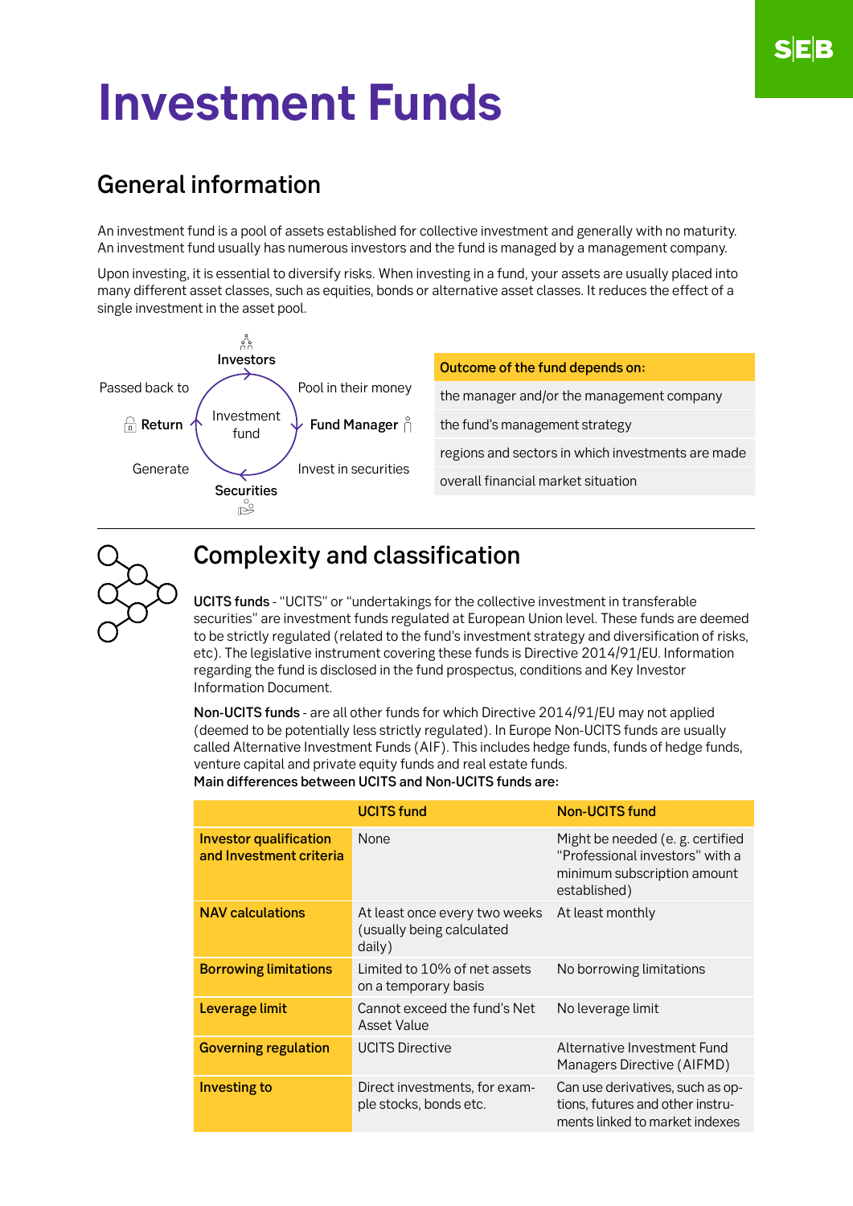# Investment Funds

## General information

An investment fund is a pool of assets established for collective investment and generally with no maturity. An investment fund usually has numerous investors and the fund is managed by a management company.

Upon investing, it is essential to diversify risks. When investing in a fund, your assets are usually placed into many different asset classes, such as equities, bonds or alternative asset classes. It reduces the effect of a single investment in the asset pool.

Investors → Pool in their money → Fund Manager → Invest in securities → Securities → Generate → Return → Passed back to → Investors

Investment fund

| Outcome of the fund depends on: |
|---|
| the manager and/or the management company |
| the fund's management strategy |
| regions and sectors in which investments are made |
| overall financial market situation |

## Complexity and classification

**UCITS funds** - "UCITS" or "undertakings for the collective investment in transferable securities" are investment funds regulated at European Union level. These funds are deemed to be strictly regulated (related to the fund's investment strategy and diversification of risks, etc). The legislative instrument covering these funds is Directive 2014/91/EU. Information regarding the fund is disclosed in the fund prospectus, conditions and Key Investor Information Document.

**Non-UCITS funds** - are all other funds for which Directive 2014/91/EU may not applied (deemed to be potentially less strictly regulated). In Europe Non-UCITS funds are usually called Alternative Investment Funds (AIF). This includes hedge funds, funds of hedge funds, venture capital and private equity funds and real estate funds.

**Main differences between UCITS and Non-UCITS funds are:**

| | UCITS fund | Non-UCITS fund |
|---|---|---|
| **Investor qualification and Investment criteria** | None | Might be needed (e. g. certified "Professional investors" with a minimum subscription amount established) |
| **NAV calculations** | At least once every two weeks (usually being calculated daily) | At least monthly |
| **Borrowing limitations** | Limited to 10% of net assets on a temporary basis | No borrowing limitations |
| **Leverage limit** | Cannot exceed the fund's Net Asset Value | No leverage limit |
| **Governing regulation** | UCITS Directive | Alternative Investment Fund Managers Directive (AIFMD) |
| **Investing to** | Direct investments, for example stocks, bonds etc. | Can use derivatives, such as options, futures and other instruments linked to market indexes |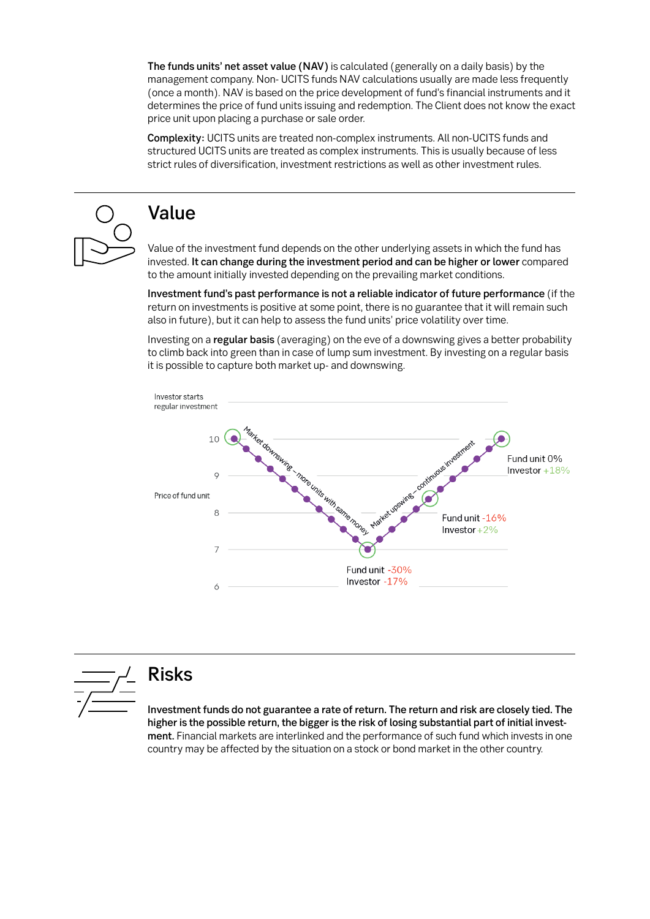**The funds units' net asset value (NAV)** is calculated (generally on a daily basis) by the management company. Non- UCITS funds NAV calculations usually are made less frequently (once a month). NAV is based on the price development of fund's financial instruments and it determines the price of fund units issuing and redemption. The Client does not know the exact price unit upon placing a purchase or sale order.

**Complexity:** UCITS units are treated non-complex instruments. All non-UCITS funds and structured UCITS units are treated as complex instruments. This is usually because of less strict rules of diversification, investment restrictions as well as other investment rules.

## Value

Value of the investment fund depends on the other underlying assets in which the fund has invested. **It can change during the investment period and can be higher or lower** compared to the amount initially invested depending on the prevailing market conditions.

**Investment fund's past performance is not a reliable indicator of future performance** (if the return on investments is positive at some point, there is no guarantee that it will remain such also in future), but it can help to assess the fund units' price volatility over time.

Investing on a **regular basis** (averaging) on the eve of a downswing gives a better probability to climb back into green than in case of lump sum investment. By investing on a regular basis it is possible to capture both market up- and downswing.

Investor starts regular investment

Price of fund unit

10, 9, 8, 7, 6

Market downswing – more units with same money

Market upswing – continuous investment

Fund unit -30%
Investor -17%

Fund unit -16%
Investor +2%

Fund unit 0%
Investor +18%

## Risks

**Investment funds do not guarantee a rate of return. The return and risk are closely tied. The higher is the possible return, the bigger is the risk of losing substantial part of initial investment.** Financial markets are interlinked and the performance of such fund which invests in one country may be affected by the situation on a stock or bond market in the other country.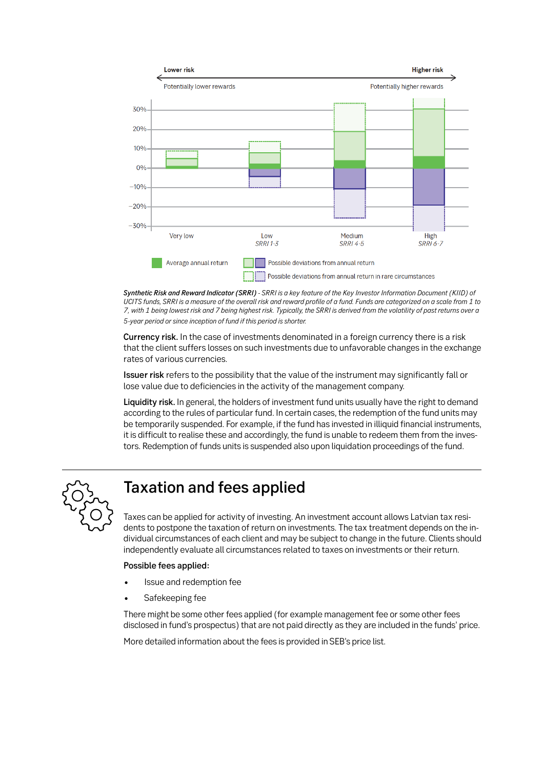Lower risk

Higher risk

Potentially lower rewards

Potentially higher rewards

30%

20%

10%

0%

−10%

−20%

−30%

Very low

Low
SRRI 1-3

Medium
SRRI 4-5

High
SRRI 6-7

Average annual return

Possible deviations from annual return

Possible deviations from annual return in rare circumstances

*Synthetic Risk and Reward Indicator (SRRI) - SRRI is a key feature of the Key Investor Information Document (KIID) of UCITS funds, SRRI is a measure of the overall risk and reward profile of a fund. Funds are categorized on a scale from 1 to 7, with 1 being lowest risk and 7 being highest risk. Typically, the SRRI is derived from the volatility of past returns over a 5-year period or since inception of fund if this period is shorter.*

**Currency risk.** In the case of investments denominated in a foreign currency there is a risk that the client suffers losses on such investments due to unfavorable changes in the exchange rates of various currencies.

**Issuer risk** refers to the possibility that the value of the instrument may significantly fall or lose value due to deficiencies in the activity of the management company.

**Liquidity risk.** In general, the holders of investment fund units usually have the right to demand according to the rules of particular fund. In certain cases, the redemption of the fund units may be temporarily suspended. For example, if the fund has invested in illiquid financial instruments, it is difficult to realise these and accordingly, the fund is unable to redeem them from the investors. Redemption of funds units is suspended also upon liquidation proceedings of the fund.

# Taxation and fees applied

Taxes can be applied for activity of investing. An investment account allows Latvian tax residents to postpone the taxation of return on investments. The tax treatment depends on the individual circumstances of each client and may be subject to change in the future. Clients should independently evaluate all circumstances related to taxes on investments or their return.

**Possible fees applied:**

- Issue and redemption fee
- Safekeeping fee

There might be some other fees applied (for example management fee or some other fees disclosed in fund's prospectus) that are not paid directly as they are included in the funds' price.

More detailed information about the fees is provided in SEB's price list.